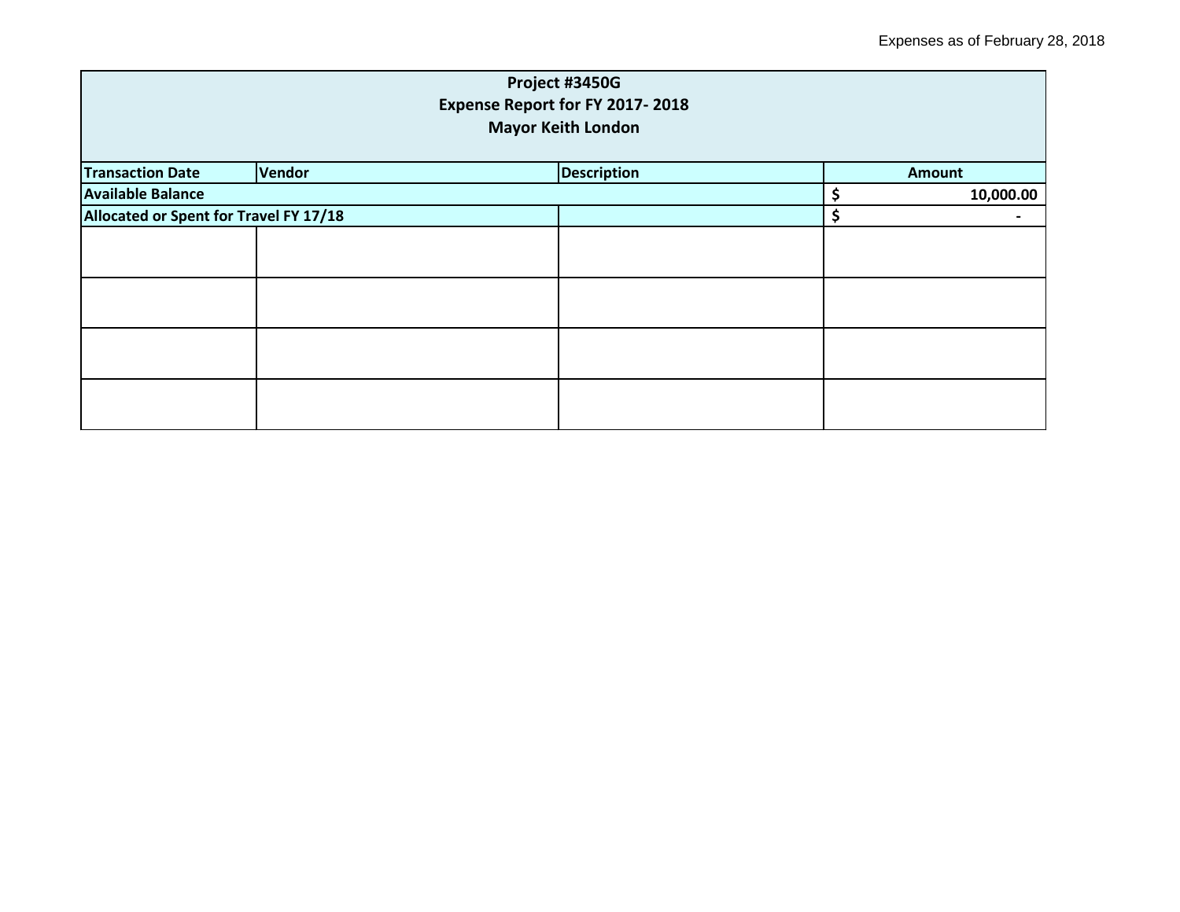Expenses as of February 28, 2018

| Project #3450G<br>Expense Report for FY 2017- 2018<br>Mayor Keith London | | | |
|---|---|---|---|
| **Transaction Date** | **Vendor** | **Description** | **Amount** |
| **Available Balance** | | | **$ 10,000.00** |
| **Allocated or Spent for Travel FY 17/18** | | | **$ -** |
| | | | |
| | | | |
| | | | |
| | | | |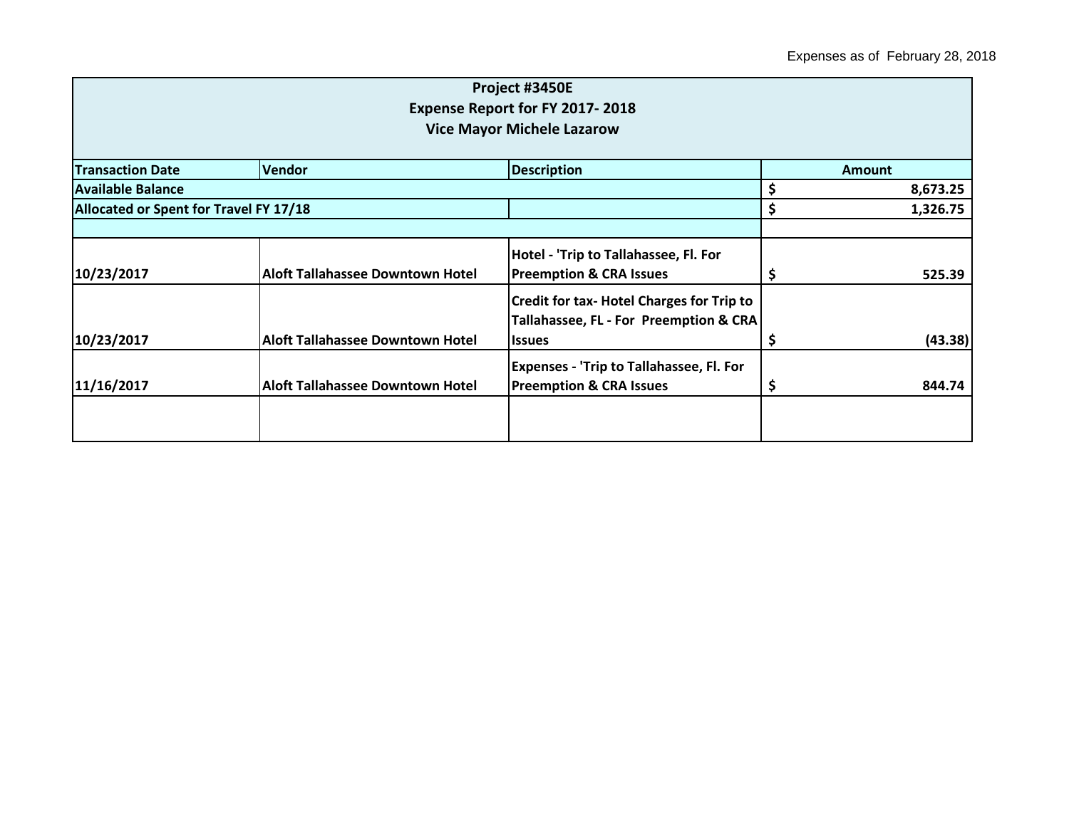Expenses as of February 28, 2018

| Project #3450E<br>Expense Report for FY 2017- 2018<br>Vice Mayor Michele Lazarow | | | |
|---|---|---|---|
| **Transaction Date** | **Vendor** | **Description** | **Amount** |
| **Available Balance** | | | **$ 8,673.25** |
| **Allocated or Spent for Travel FY 17/18** | | | **$ 1,326.75** |
| | | | |
| **10/23/2017** | **Aloft Tallahassee Downtown Hotel** | **Hotel - 'Trip to Tallahassee, Fl. For Preemption & CRA Issues** | **$ 525.39** |
| **10/23/2017** | **Aloft Tallahassee Downtown Hotel** | **Credit for tax- Hotel Charges for Trip to Tallahassee, FL - For Preemption & CRA Issues** | **$ (43.38)** |
| **11/16/2017** | **Aloft Tallahassee Downtown Hotel** | **Expenses - 'Trip to Tallahassee, Fl. For Preemption & CRA Issues** | **$ 844.74** |
| | | | |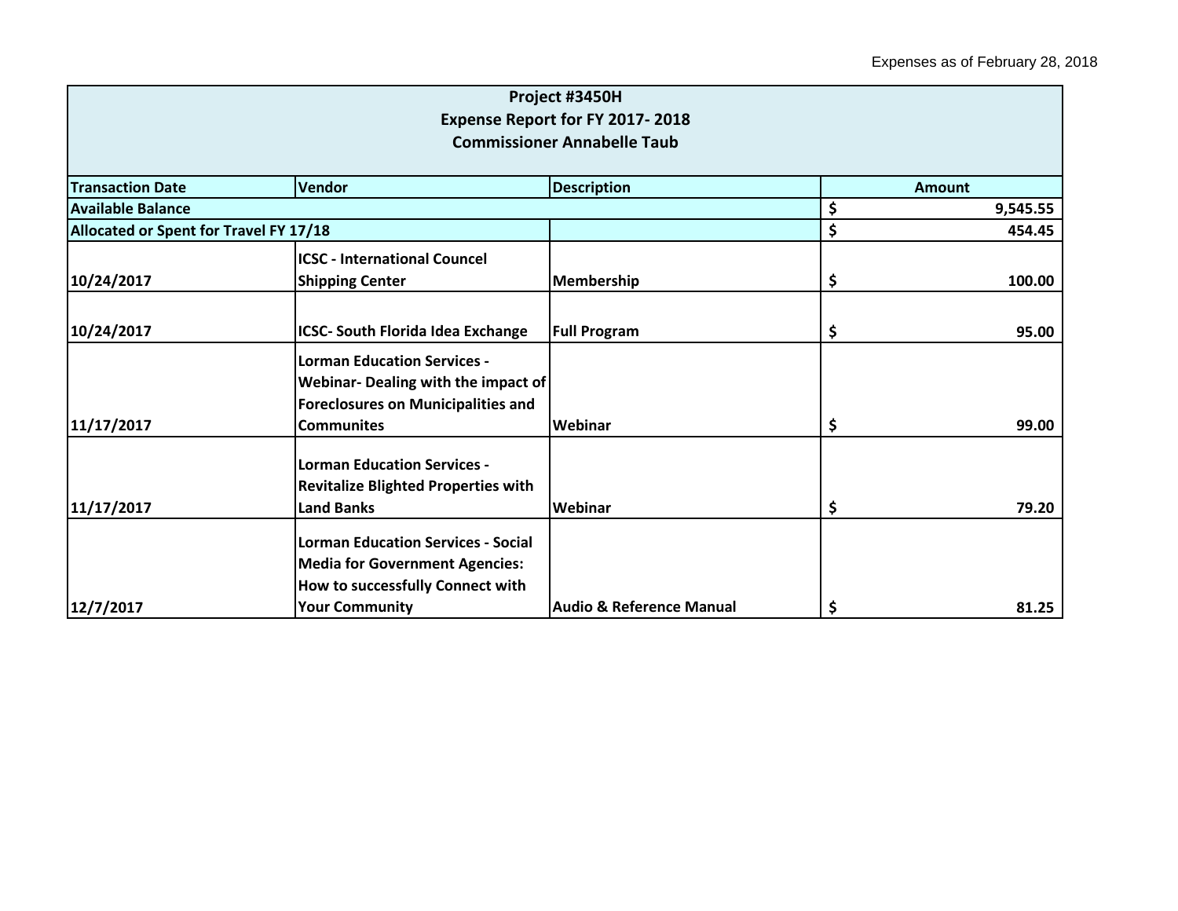Expenses as of February 28, 2018

| Project #3450H<br>Expense Report for FY 2017- 2018<br>Commissioner Annabelle Taub | | | |
|---|---|---|---|
| **Transaction Date** | **Vendor** | **Description** | **Amount** |
| **Available Balance** | | | $ 9,545.55 |
| **Allocated or Spent for Travel FY 17/18** | | | $ 454.45 |
| 10/24/2017 | ICSC - International Councel Shipping Center | Membership | $ 100.00 |
| 10/24/2017 | ICSC- South Florida Idea Exchange | Full Program | $ 95.00 |
| 11/17/2017 | Lorman Education Services - Webinar- Dealing with the impact of Foreclosures on Municipalities and Communites | Webinar | $ 99.00 |
| 11/17/2017 | Lorman Education Services - Revitalize Blighted Properties with Land Banks | Webinar | $ 79.20 |
| 12/7/2017 | Lorman Education Services - Social Media for Government Agencies: How to successfully Connect with Your Community | Audio & Reference Manual | $ 81.25 |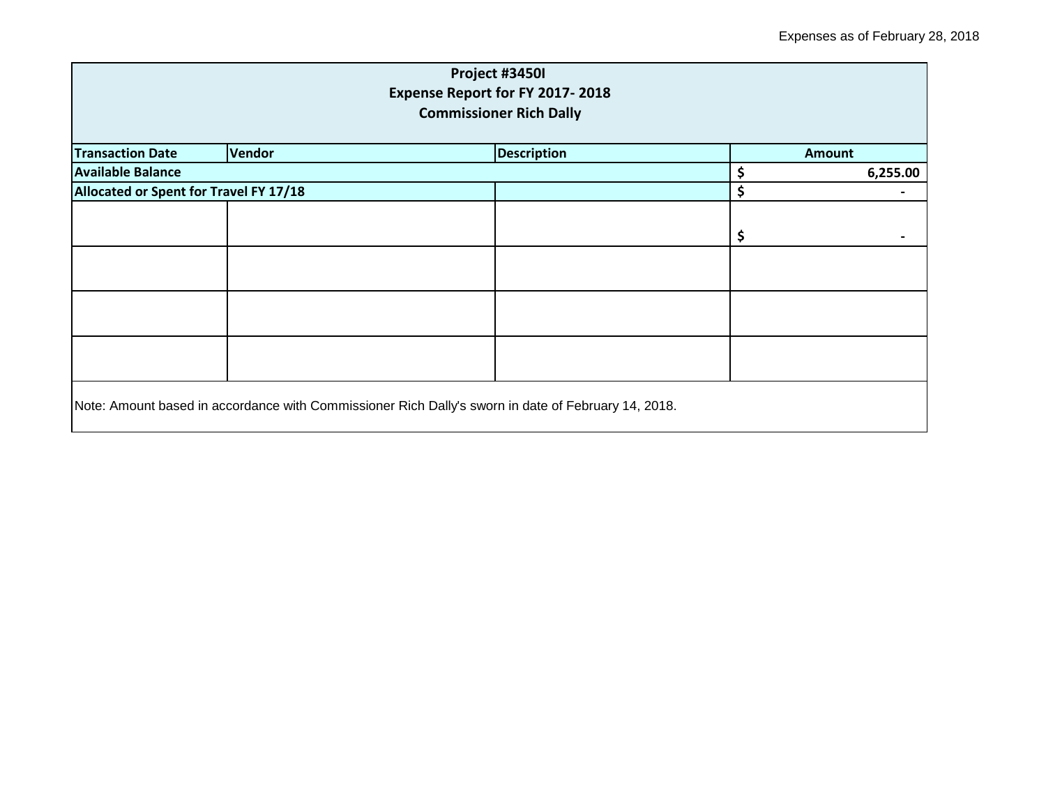Expenses as of February 28, 2018

**Project #3450I**
**Expense Report for FY 2017- 2018**
**Commissioner Rich Dally**

| Transaction Date | Vendor | Description | Amount |
|---|---|---|---|
| **Available Balance** | | | **$ 6,255.00** |
| **Allocated or Spent for Travel FY 17/18** | | | **$ -** |
| | | | $ - |
| | | | |
| | | | |
| | | | |

Note: Amount based in accordance with Commissioner Rich Dally's sworn in date of February 14, 2018.